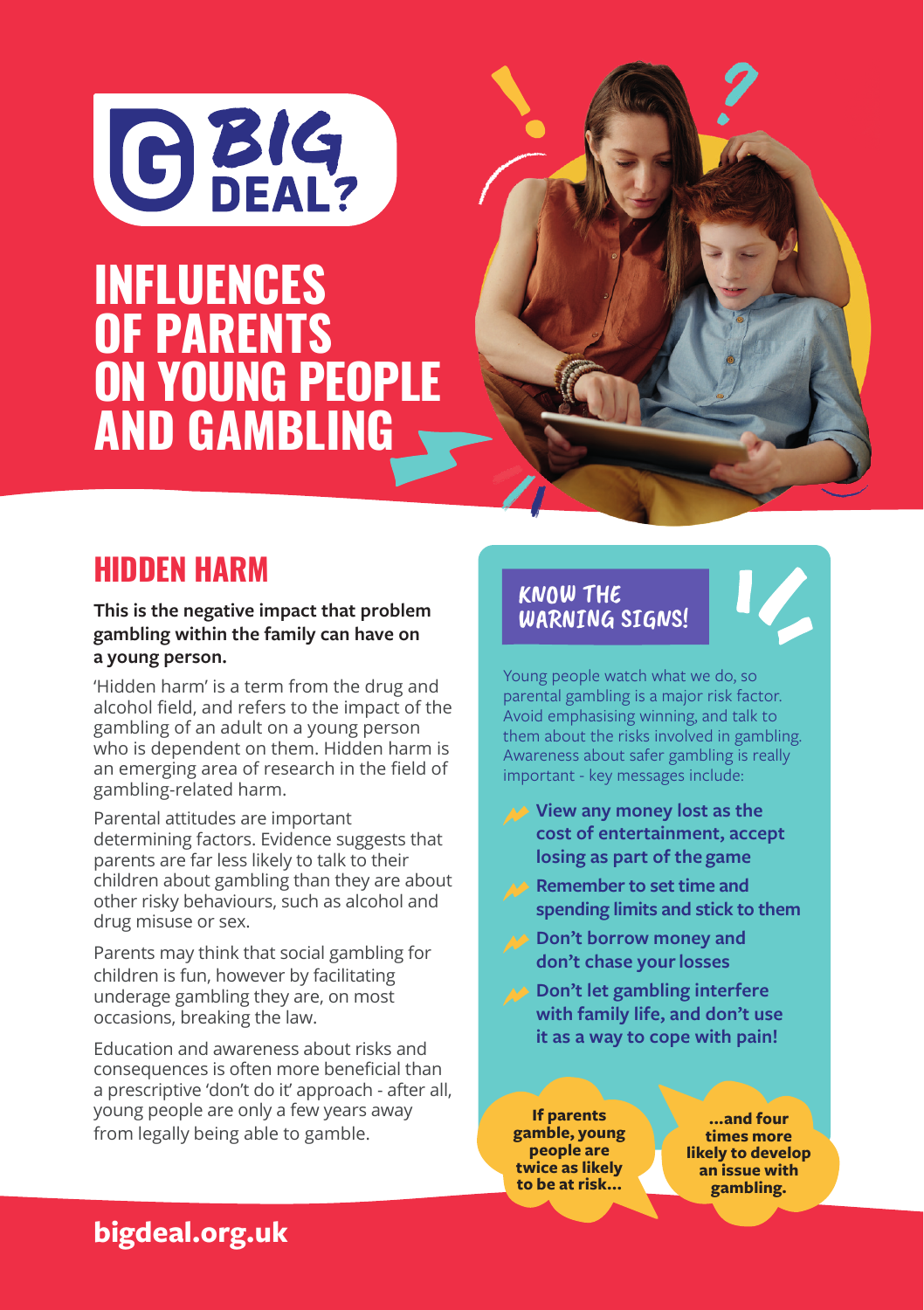BIG DEAL?

# INFLUENCES OF PARENTS ON YOUNG PEOPLE AND GAMBLING

## HIDDEN HARM

**This is the negative impact that problem gambling within the family can have on a young person.**

'Hidden harm' is a term from the drug and alcohol field, and refers to the impact of the gambling of an adult on a young person who is dependent on them. Hidden harm is an emerging area of research in the field of gambling-related harm.

Parental attitudes are important determining factors. Evidence suggests that parents are far less likely to talk to their children about gambling than they are about other risky behaviours, such as alcohol and drug misuse or sex.

Parents may think that social gambling for children is fun, however by facilitating underage gambling they are, on most occasions, breaking the law.

Education and awareness about risks and consequences is often more beneficial than a prescriptive 'don't do it' approach - after all, young people are only a few years away from legally being able to gamble.

### KNOW THE WARNING SIGNS!

Young people watch what we do, so parental gambling is a major risk factor. Avoid emphasising winning, and talk to them about the risks involved in gambling. Awareness about safer gambling is really important - key messages include:

- **View any money lost as the cost of entertainment, accept losing as part of the game**
- **Remember to set time and spending limits and stick to them**
- **Don't borrow money and don't chase your losses**
- **Don't let gambling interfere with family life, and don't use it as a way to cope with pain!**

**If parents gamble, young people are twice as likely to be at risk...**

**...and four times more likely to develop an issue with gambling.**

**bigdeal.org.uk**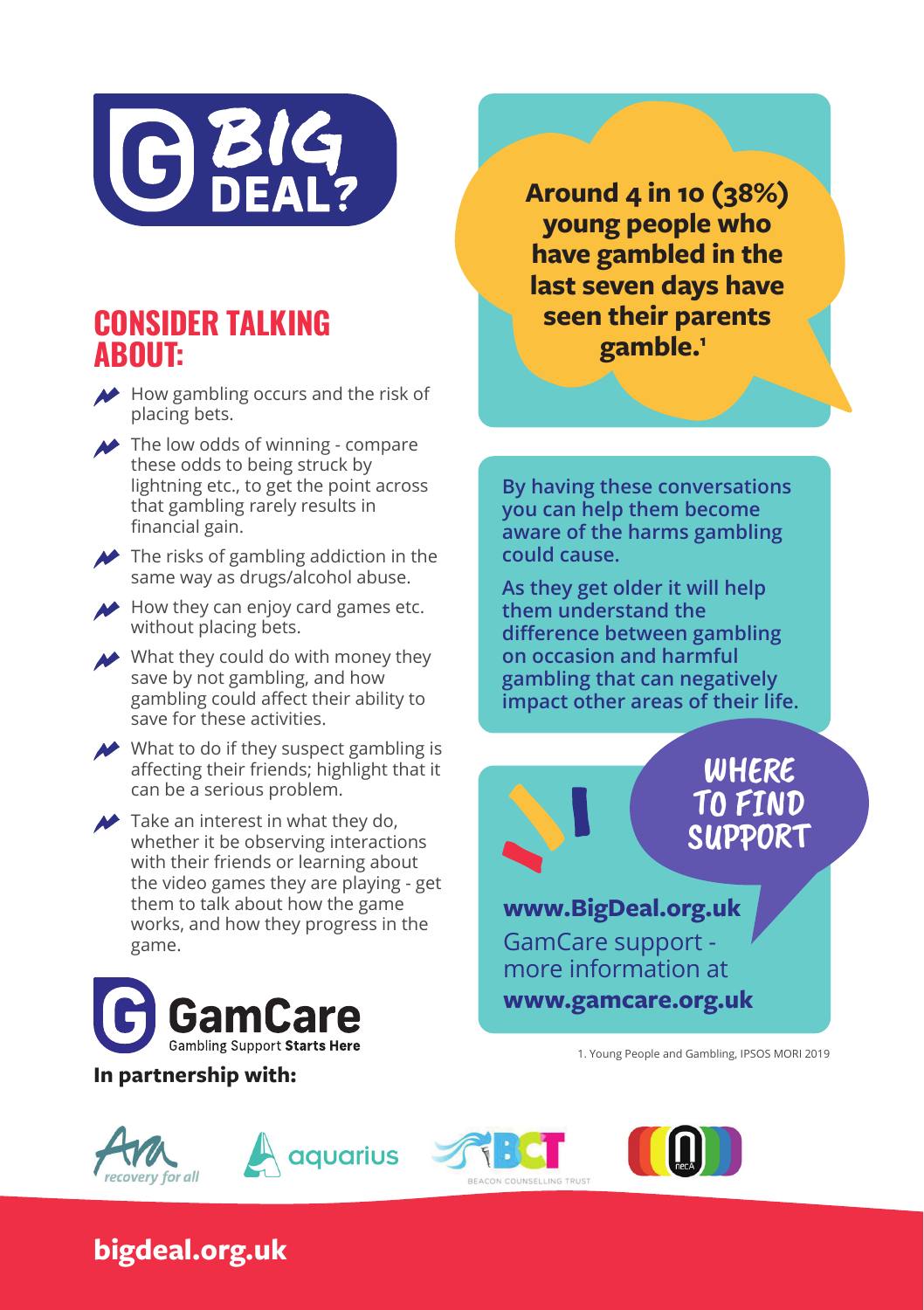# BIG DEAL?

## CONSIDER TALKING ABOUT:

- How gambling occurs and the risk of placing bets.
- The low odds of winning - compare these odds to being struck by lightning etc., to get the point across that gambling rarely results in financial gain.
- The risks of gambling addiction in the same way as drugs/alcohol abuse.
- How they can enjoy card games etc. without placing bets.
- What they could do with money they save by not gambling, and how gambling could affect their ability to save for these activities.
- What to do if they suspect gambling is affecting their friends; highlight that it can be a serious problem.
- Take an interest in what they do, whether it be observing interactions with their friends or learning about the video games they are playing - get them to talk about how the game works, and how they progress in the game.

**Around 4 in 10 (38%) young people who have gambled in the last seven days have seen their parents gamble.[1]**

**By having these conversations you can help them become aware of the harms gambling could cause.**

**As they get older it will help them understand the difference between gambling on occasion and harmful gambling that can negatively impact other areas of their life.**

## WHERE TO FIND SUPPORT

**www.BigDeal.org.uk**

GamCare support - more information at **www.gamcare.org.uk**

1. Young People and Gambling, IPSOS MORI 2019

GamCare
Gambling Support **Starts Here**

**In partnership with:**

recovery for all

aquarius

BEACON COUNSELLING TRUST

necA

**bigdeal.org.uk**